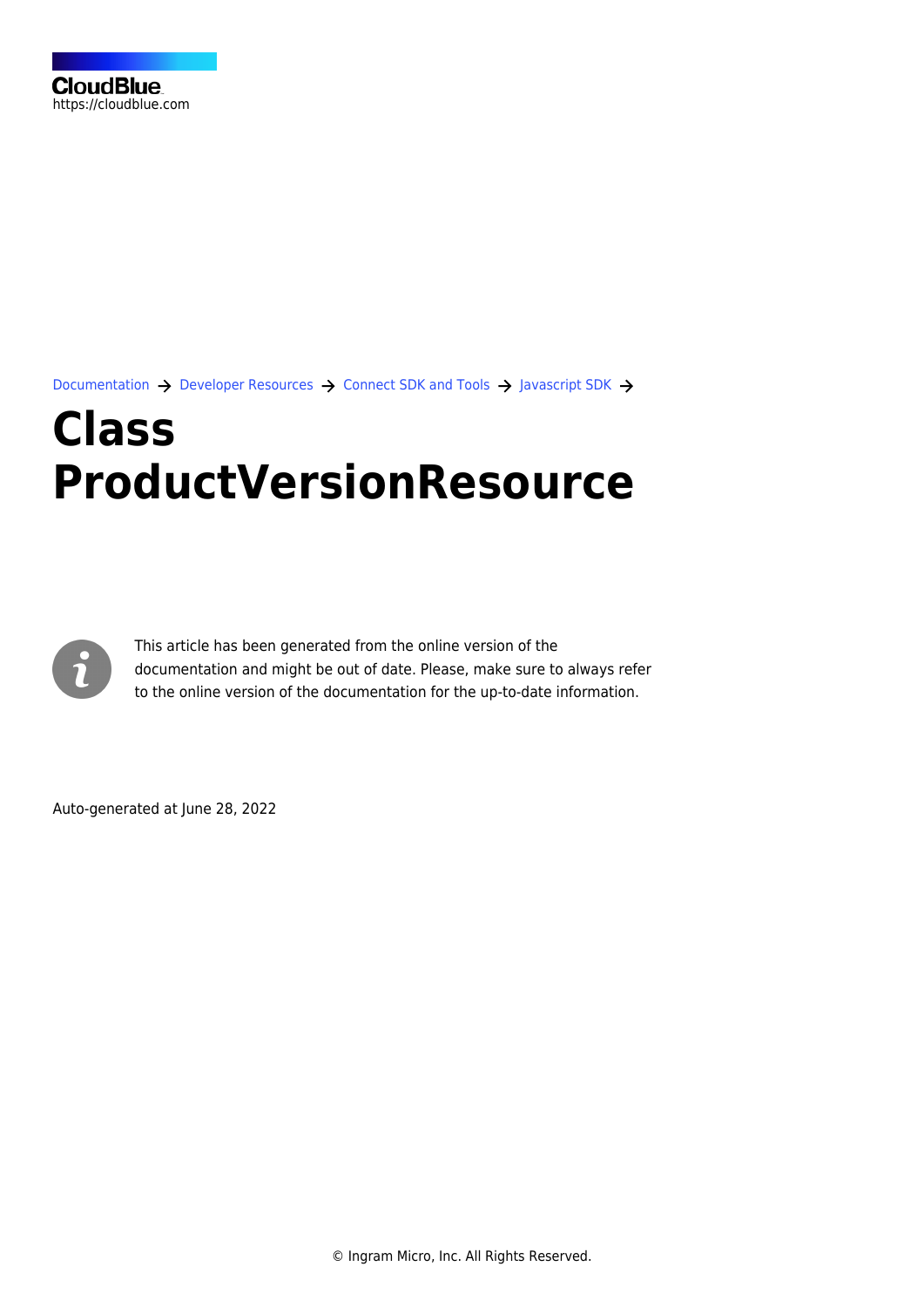CloudBlue
https://cloudblue.com

Documentation → Developer Resources → Connect SDK and Tools → Javascript SDK →

# Class ProductVersionResource

This article has been generated from the online version of the documentation and might be out of date. Please, make sure to always refer to the online version of the documentation for the up-to-date information.

Auto-generated at June 28, 2022

© Ingram Micro, Inc. All Rights Reserved.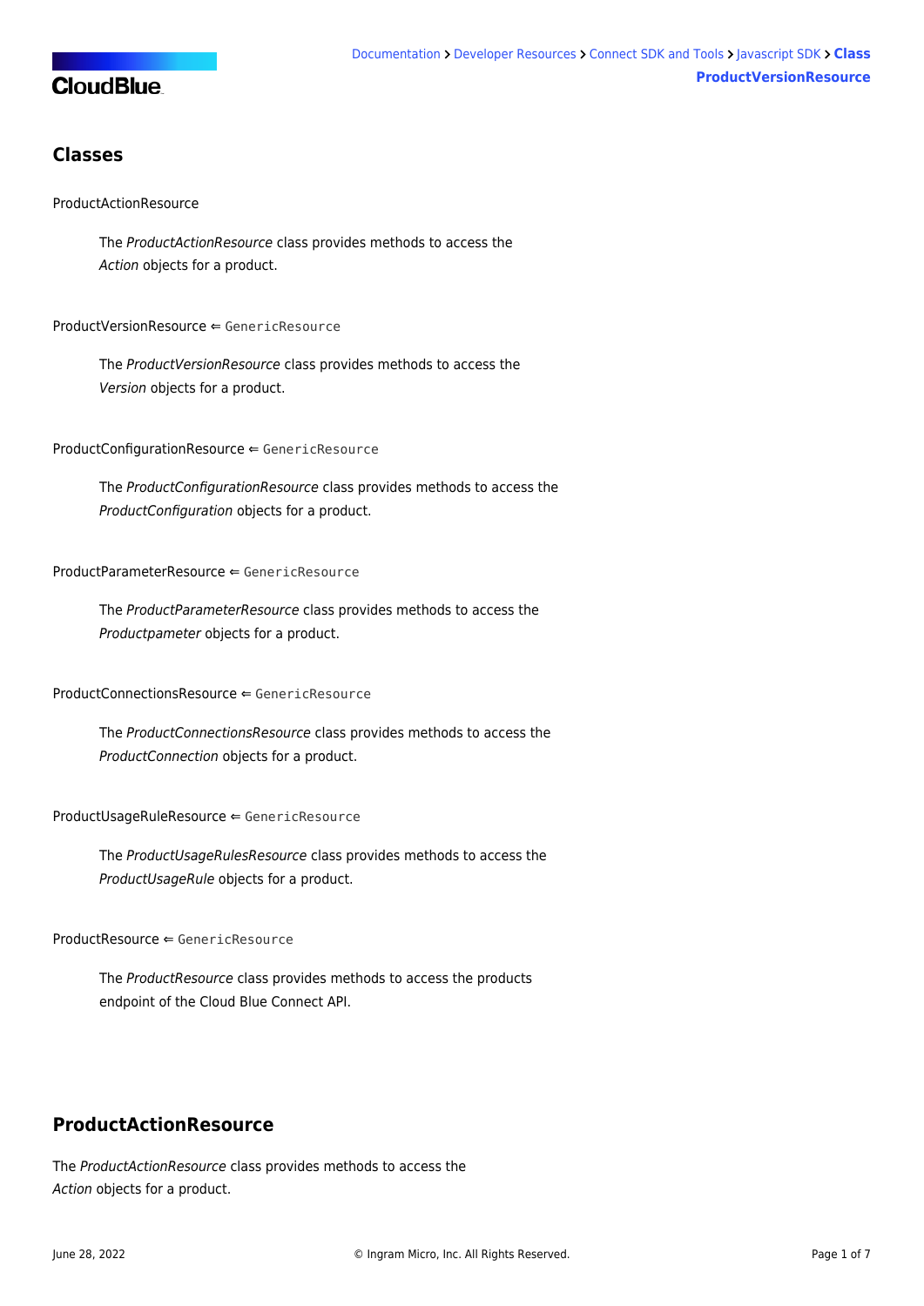## Classes

ProductActionResource

> The *ProductActionResource* class provides methods to access the *Action* objects for a product.

ProductVersionResource ⇐ `GenericResource`

> The *ProductVersionResource* class provides methods to access the *Version* objects for a product.

ProductConfigurationResource ⇐ `GenericResource`

> The *ProductConfigurationResource* class provides methods to access the *ProductConfiguration* objects for a product.

ProductParameterResource ⇐ `GenericResource`

> The *ProductParameterResource* class provides methods to access the *Productpameter* objects for a product.

ProductConnectionsResource ⇐ `GenericResource`

> The *ProductConnectionsResource* class provides methods to access the *ProductConnection* objects for a product.

ProductUsageRuleResource ⇐ `GenericResource`

> The *ProductUsageRulesResource* class provides methods to access the *ProductUsageRule* objects for a product.

ProductResource ⇐ `GenericResource`

> The *ProductResource* class provides methods to access the products endpoint of the Cloud Blue Connect API.

## ProductActionResource

The *ProductActionResource* class provides methods to access the *Action* objects for a product.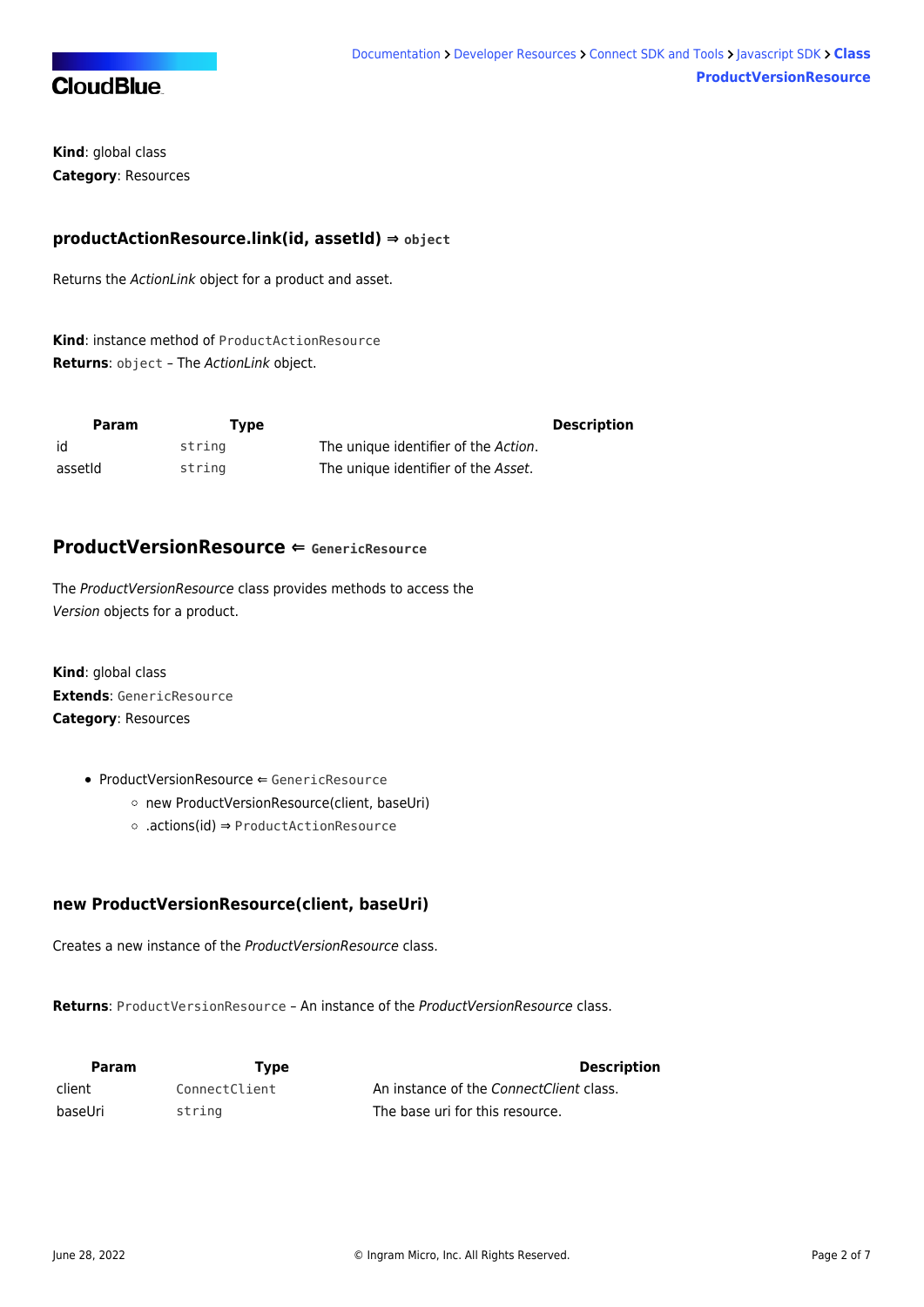**Kind**: global class
**Category**: Resources

### productActionResource.link(id, assetId) ⇒ `object`

Returns the *ActionLink* object for a product and asset.

**Kind**: instance method of `ProductActionResource`
**Returns**: `object` – The *ActionLink* object.

| Param | Type | Description |
| --- | --- | --- |
| id | `string` | The unique identifier of the *Action*. |
| assetId | `string` | The unique identifier of the *Asset*. |

## ProductVersionResource ⇐ `GenericResource`

The *ProductVersionResource* class provides methods to access the *Version* objects for a product.

**Kind**: global class
**Extends**: `GenericResource`
**Category**: Resources

- ProductVersionResource ⇐ `GenericResource`
    - new ProductVersionResource(client, baseUri)
    - .actions(id) ⇒ `ProductActionResource`

### new ProductVersionResource(client, baseUri)

Creates a new instance of the *ProductVersionResource* class.

**Returns**: `ProductVersionResource` – An instance of the *ProductVersionResource* class.

| Param | Type | Description |
| --- | --- | --- |
| client | `ConnectClient` | An instance of the *ConnectClient* class. |
| baseUri | `string` | The base uri for this resource. |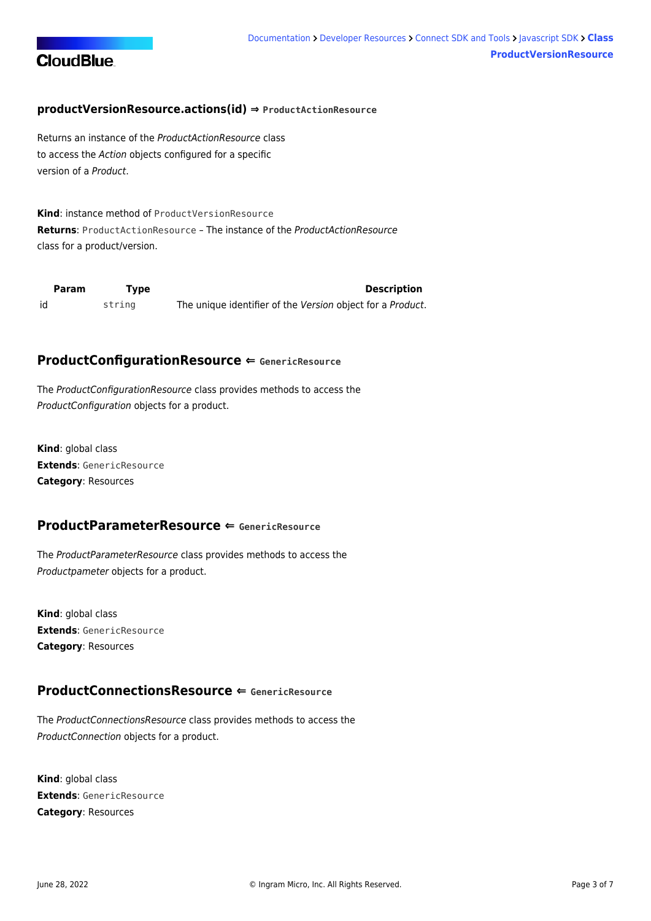### productVersionResource.actions(id) ⇒ `ProductActionResource`

Returns an instance of the *ProductActionResource* class to access the *Action* objects configured for a specific version of a *Product*.

**Kind**: instance method of `ProductVersionResource`
**Returns**: `ProductActionResource` – The instance of the *ProductActionResource* class for a product/version.

| Param | Type | Description |
| --- | --- | --- |
| id | `string` | The unique identifier of the *Version* object for a *Product*. |

## ProductConfigurationResource ⇐ `GenericResource`

The *ProductConfigurationResource* class provides methods to access the *ProductConfiguration* objects for a product.

**Kind**: global class
**Extends**: `GenericResource`
**Category**: Resources

## ProductParameterResource ⇐ `GenericResource`

The *ProductParameterResource* class provides methods to access the *Productpameter* objects for a product.

**Kind**: global class
**Extends**: `GenericResource`
**Category**: Resources

## ProductConnectionsResource ⇐ `GenericResource`

The *ProductConnectionsResource* class provides methods to access the *ProductConnection* objects for a product.

**Kind**: global class
**Extends**: `GenericResource`
**Category**: Resources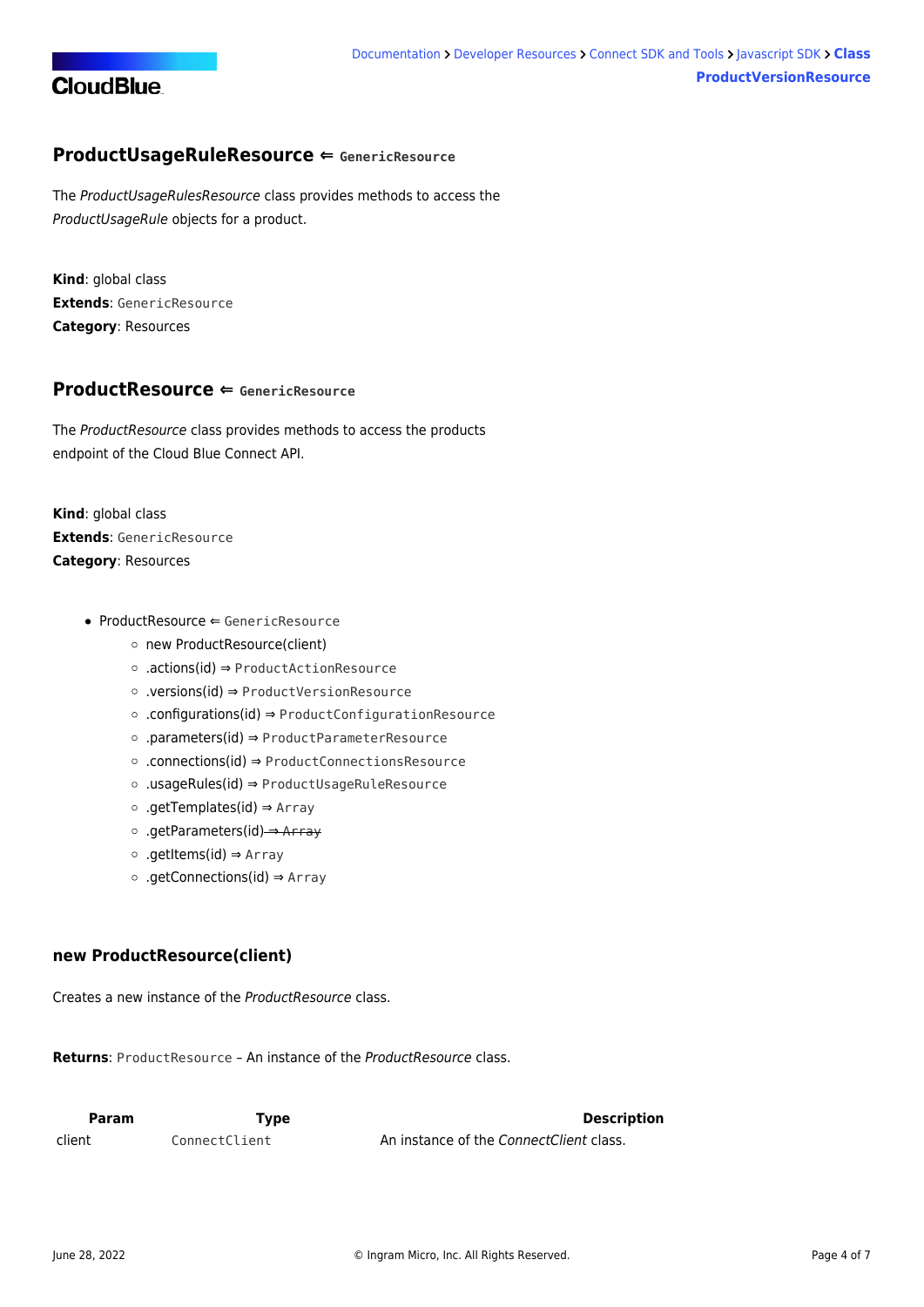## ProductUsageRuleResource ⇐ `GenericResource`

The *ProductUsageRulesResource* class provides methods to access the *ProductUsageRule* objects for a product.

**Kind**: global class
**Extends**: `GenericResource`
**Category**: Resources

## ProductResource ⇐ `GenericResource`

The *ProductResource* class provides methods to access the products endpoint of the Cloud Blue Connect API.

**Kind**: global class
**Extends**: `GenericResource`
**Category**: Resources

- ProductResource ⇐ `GenericResource`
  - new ProductResource(client)
  - .actions(id) ⇒ `ProductActionResource`
  - .versions(id) ⇒ `ProductVersionResource`
  - .configurations(id) ⇒ `ProductConfigurationResource`
  - .parameters(id) ⇒ `ProductParameterResource`
  - .connections(id) ⇒ `ProductConnectionsResource`
  - .usageRules(id) ⇒ `ProductUsageRuleResource`
  - .getTemplates(id) ⇒ `Array`
  - .getParameters(id) ~~⇒ `Array`~~
  - .getItems(id) ⇒ `Array`
  - .getConnections(id) ⇒ `Array`

### new ProductResource(client)

Creates a new instance of the *ProductResource* class.

**Returns**: `ProductResource` – An instance of the *ProductResource* class.

| Param | Type | Description |
| --- | --- | --- |
| client | `ConnectClient` | An instance of the *ConnectClient* class. |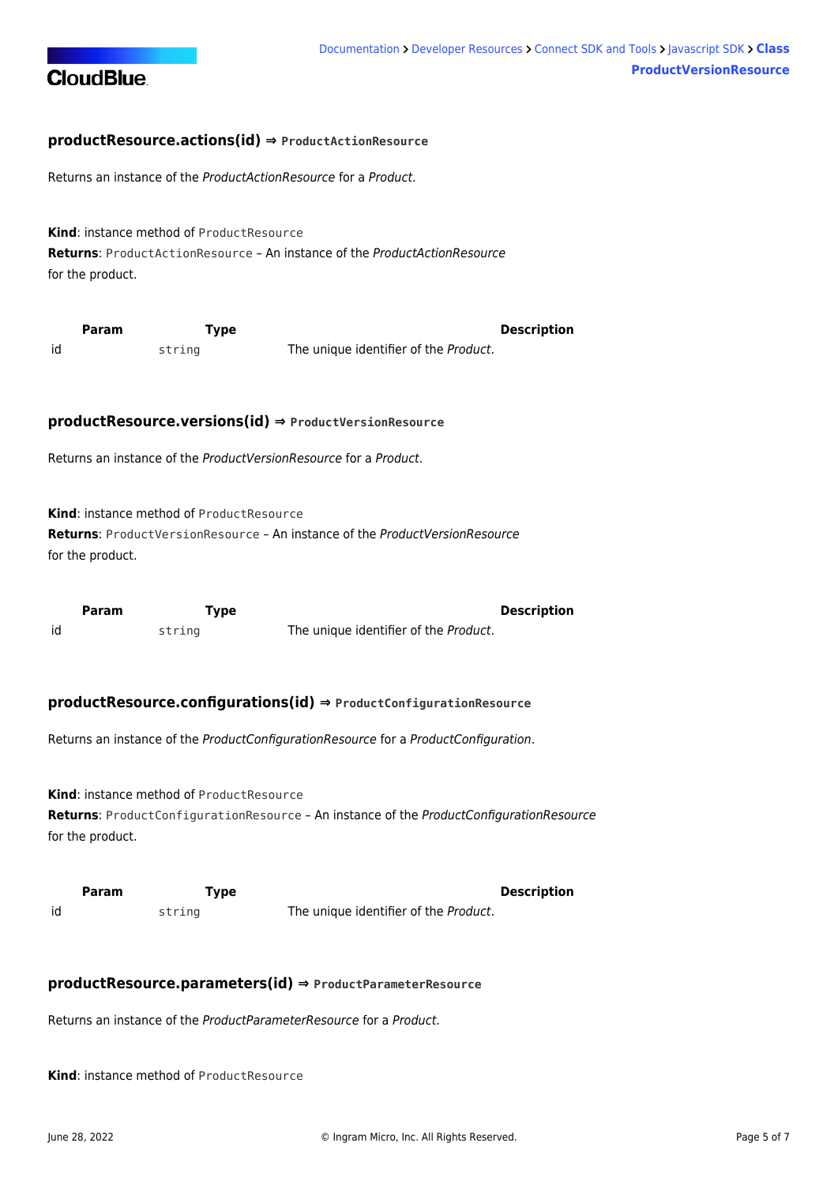#### productResource.actions(id) ⇒ `ProductActionResource`

Returns an instance of the *ProductActionResource* for a *Product*.

**Kind**: instance method of `ProductResource`
**Returns**: `ProductActionResource` – An instance of the *ProductActionResource* for the product.

| Param | Type | Description |
| --- | --- | --- |
| id | `string` | The unique identifier of the *Product*. |

#### productResource.versions(id) ⇒ `ProductVersionResource`

Returns an instance of the *ProductVersionResource* for a *Product*.

**Kind**: instance method of `ProductResource`
**Returns**: `ProductVersionResource` – An instance of the *ProductVersionResource* for the product.

| Param | Type | Description |
| --- | --- | --- |
| id | `string` | The unique identifier of the *Product*. |

#### productResource.configurations(id) ⇒ `ProductConfigurationResource`

Returns an instance of the *ProductConfigurationResource* for a *ProductConfiguration*.

**Kind**: instance method of `ProductResource`
**Returns**: `ProductConfigurationResource` – An instance of the *ProductConfigurationResource* for the product.

| Param | Type | Description |
| --- | --- | --- |
| id | `string` | The unique identifier of the *Product*. |

#### productResource.parameters(id) ⇒ `ProductParameterResource`

Returns an instance of the *ProductParameterResource* for a *Product*.

**Kind**: instance method of `ProductResource`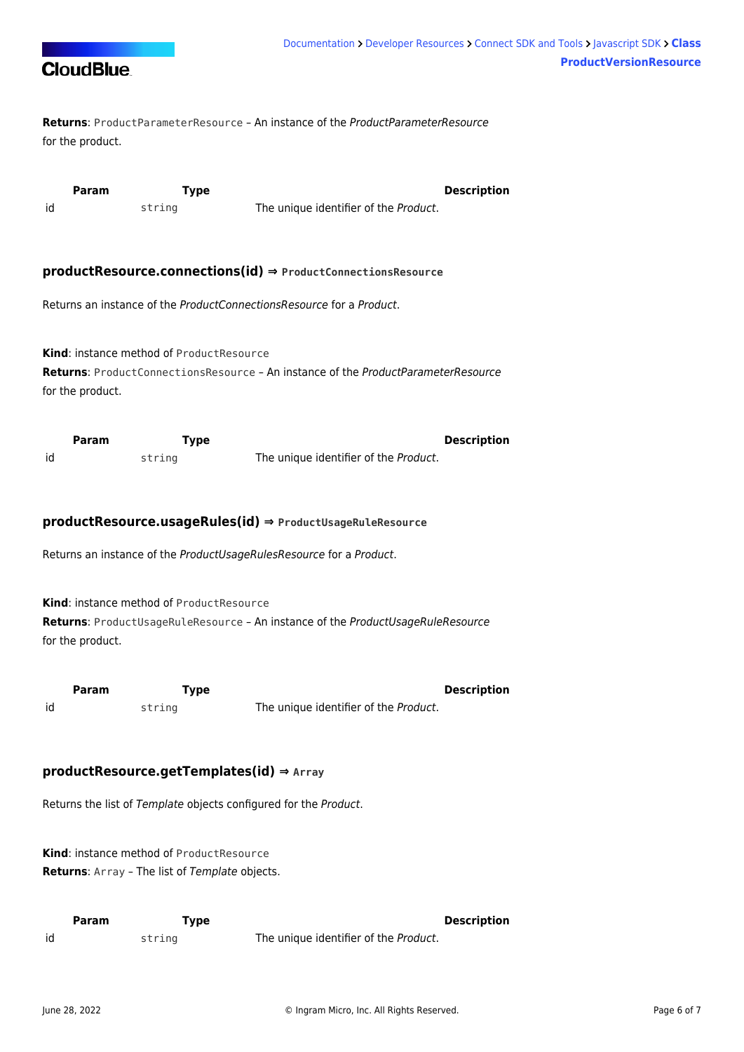**Returns**: `ProductParameterResource` – An instance of the *ProductParameterResource* for the product.

| Param | Type | Description |
| --- | --- | --- |
| id | `string` | The unique identifier of the *Product*. |

### productResource.connections(id) ⇒ `ProductConnectionsResource`

Returns an instance of the *ProductConnectionsResource* for a *Product*.

**Kind**: instance method of `ProductResource`
**Returns**: `ProductConnectionsResource` – An instance of the *ProductParameterResource* for the product.

| Param | Type | Description |
| --- | --- | --- |
| id | `string` | The unique identifier of the *Product*. |

### productResource.usageRules(id) ⇒ `ProductUsageRuleResource`

Returns an instance of the *ProductUsageRulesResource* for a *Product*.

**Kind**: instance method of `ProductResource`
**Returns**: `ProductUsageRuleResource` – An instance of the *ProductUsageRuleResource* for the product.

| Param | Type | Description |
| --- | --- | --- |
| id | `string` | The unique identifier of the *Product*. |

### productResource.getTemplates(id) ⇒ `Array`

Returns the list of *Template* objects configured for the *Product*.

**Kind**: instance method of `ProductResource`
**Returns**: `Array` – The list of *Template* objects.

| Param | Type | Description |
| --- | --- | --- |
| id | `string` | The unique identifier of the *Product*. |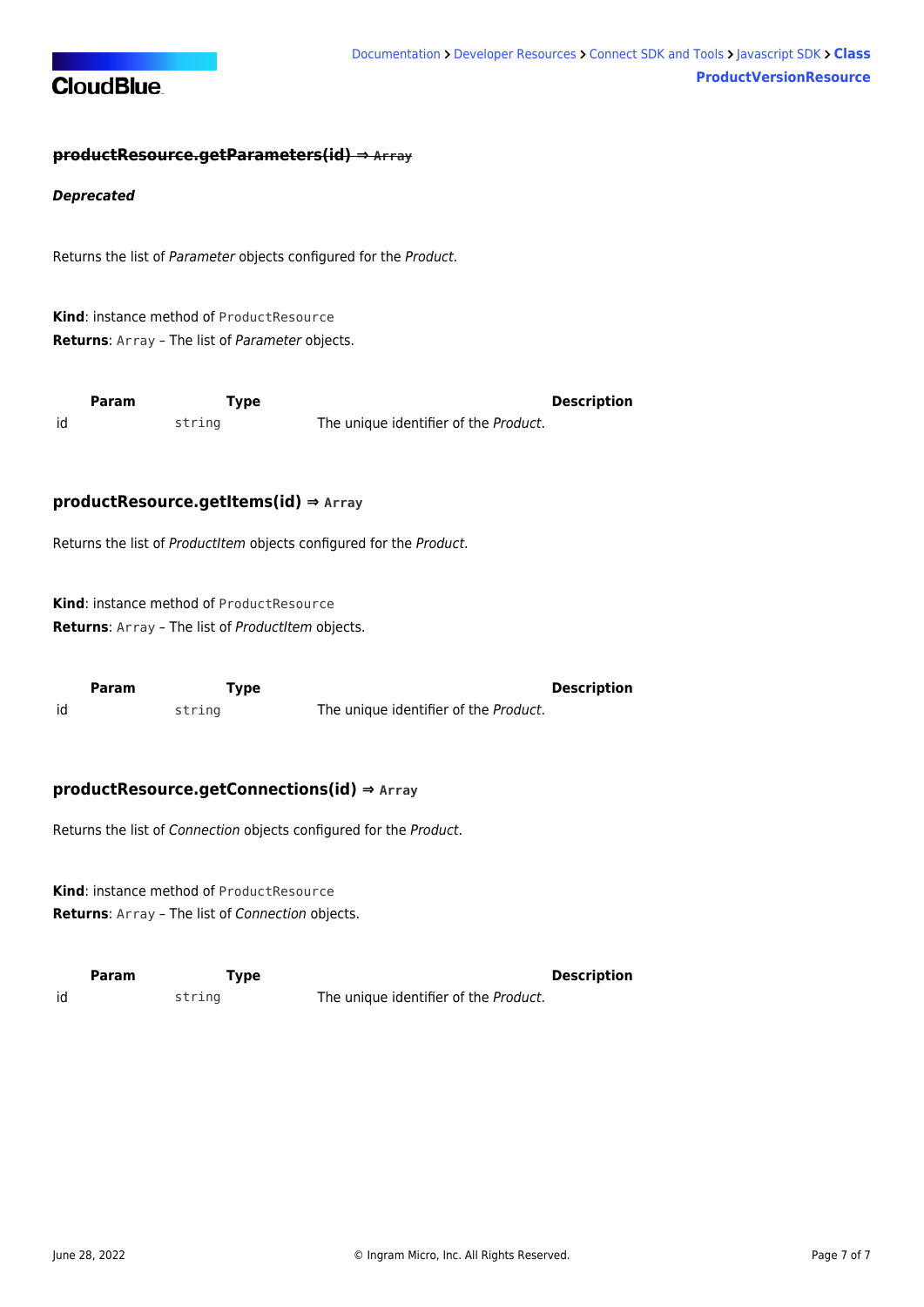### ~~productResource.getParameters(id) ⇒ `Array`~~

***Deprecated***

Returns the list of *Parameter* objects configured for the *Product*.

**Kind**: instance method of `ProductResource`
**Returns**: `Array` – The list of *Parameter* objects.

| Param | Type | Description |
| --- | --- | --- |
| id | `string` | The unique identifier of the *Product*. |

### productResource.getItems(id) ⇒ `Array`

Returns the list of *ProductItem* objects configured for the *Product*.

**Kind**: instance method of `ProductResource`
**Returns**: `Array` – The list of *ProductItem* objects.

| Param | Type | Description |
| --- | --- | --- |
| id | `string` | The unique identifier of the *Product*. |

### productResource.getConnections(id) ⇒ `Array`

Returns the list of *Connection* objects configured for the *Product*.

**Kind**: instance method of `ProductResource`
**Returns**: `Array` – The list of *Connection* objects.

| Param | Type | Description |
| --- | --- | --- |
| id | `string` | The unique identifier of the *Product*. |